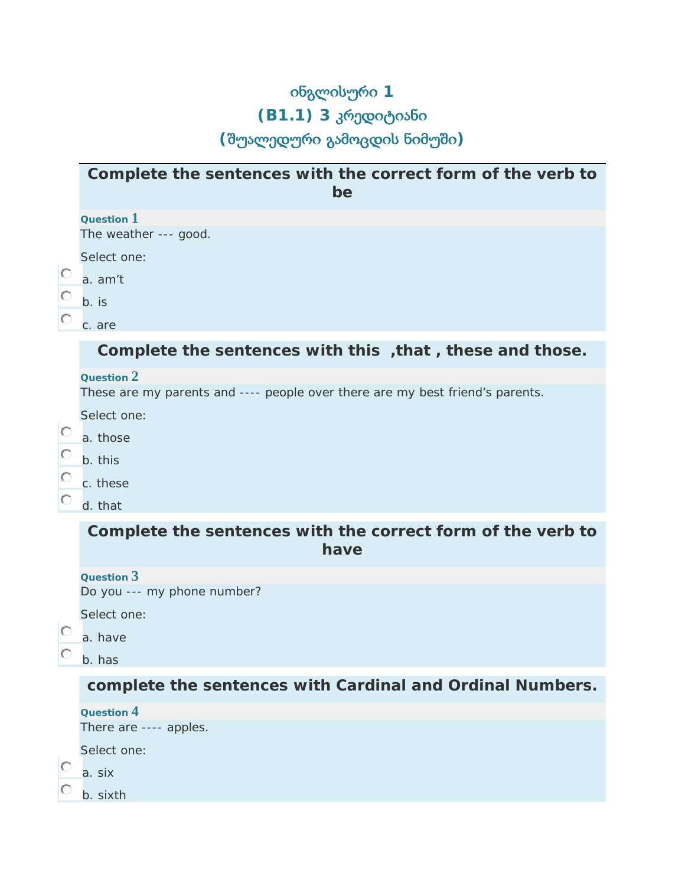# ინგლისური 1

# (B1.1) 3 კრედიტიანი

# (შუალედური გამოცდის ნიმუში)

## Complete the sentences with the correct form of the verb to be

**Question 1**

The weather --- good.

Select one:

- a. am’t
- b. is
- c. are

## Complete the sentences with this ,that , these and those.

**Question 2**

These are my parents and ---- people over there are my best friend’s parents.

Select one:

- a. those
- b. this
- c. these
- d. that

## Complete the sentences with the correct form of the verb to have

**Question 3**

Do you --- my phone number?

Select one:

- a. have
- b. has

## complete the sentences with Cardinal and Ordinal Numbers.

**Question 4**

There are ---- apples.

Select one:

- a. six
- b. sixth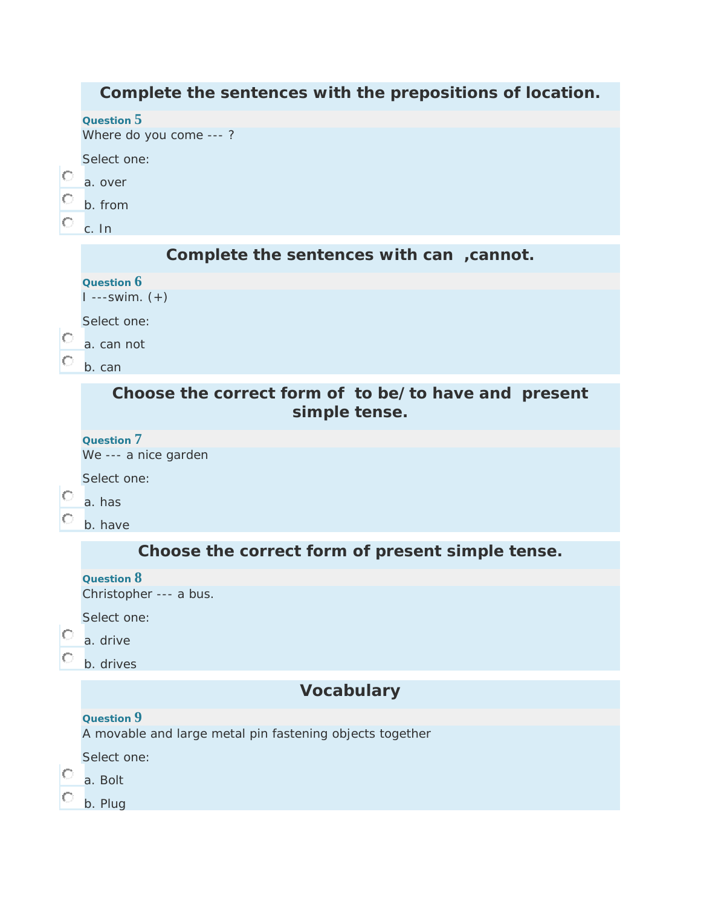## Complete the sentences with the prepositions of location.

**Question 5**

Where do you come --- ?

Select one:

- a. over
- b. from
- c. In

## Complete the sentences with can ,cannot.

**Question 6**

I ---swim. (+)

Select one:

- a. can not
- b. can

## Choose the correct form of to be/ to have and present simple tense.

**Question 7**

We --- a nice garden

Select one:

- a. has
- b. have

## Choose the correct form of present simple tense.

**Question 8**

Christopher --- a bus.

Select one:

- a. drive
- b. drives

## Vocabulary

**Question 9**

A movable and large metal pin fastening objects together

Select one:

- a. Bolt
- b. Plug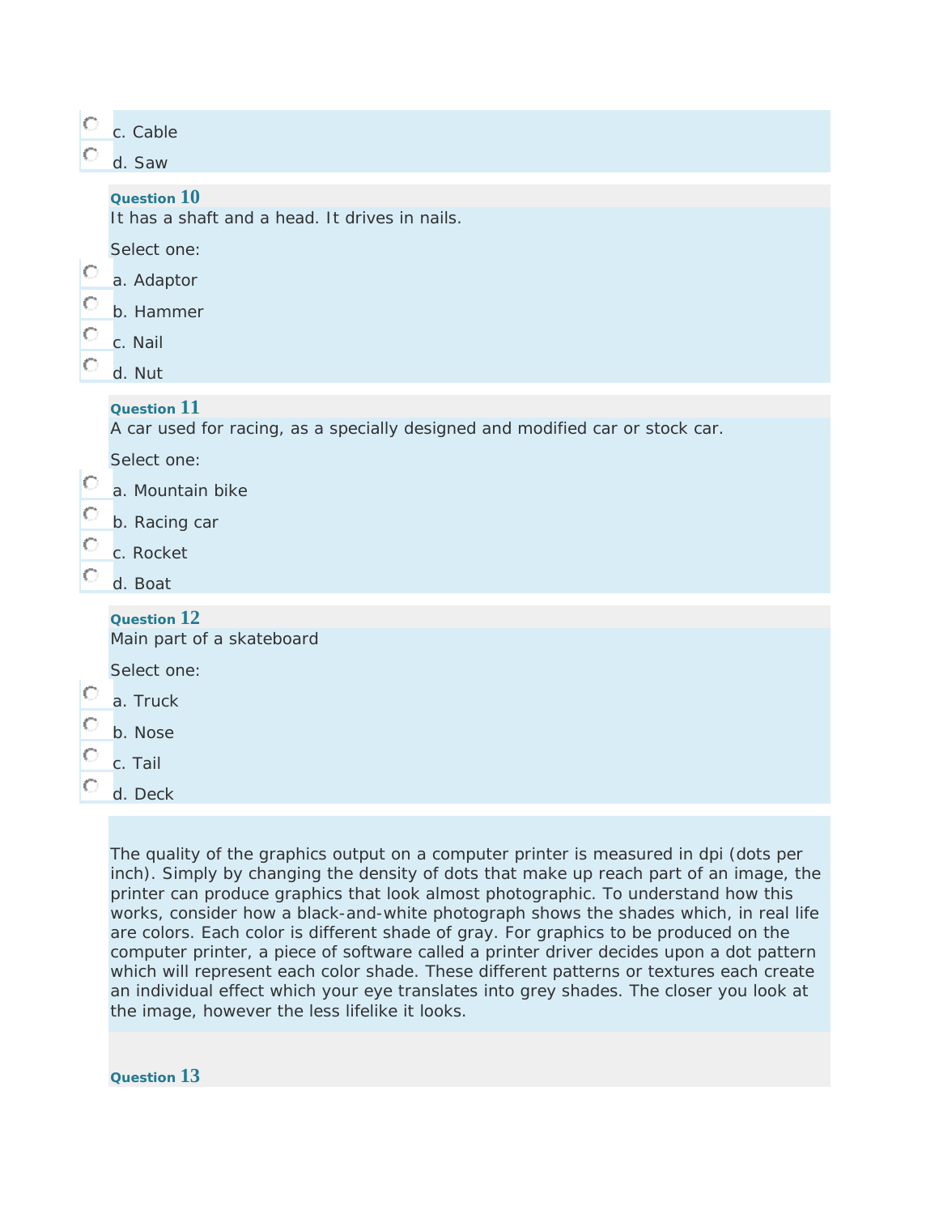c. Cable

d. Saw

**Question 10**

It has a shaft and a head. It drives in nails.

Select one:

a. Adaptor

b. Hammer

c. Nail

d. Nut

**Question 11**

A car used for racing, as a specially designed and modified car or stock car.

Select one:

a. Mountain bike

b. Racing car

c. Rocket

d. Boat

**Question 12**

Main part of a skateboard

Select one:

a. Truck

b. Nose

c. Tail

d. Deck

The quality of the graphics output on a computer printer is measured in dpi (dots per inch). Simply by changing the density of dots that make up reach part of an image, the printer can produce graphics that look almost photographic. To understand how this works, consider how a black-and-white photograph shows the shades which, in real life are colors. Each color is different shade of gray. For graphics to be produced on the computer printer, a piece of software called a printer driver decides upon a dot pattern which will represent each color shade. These different patterns or textures each create an individual effect which your eye translates into grey shades. The closer you look at the image, however the less lifelike it looks.

**Question 13**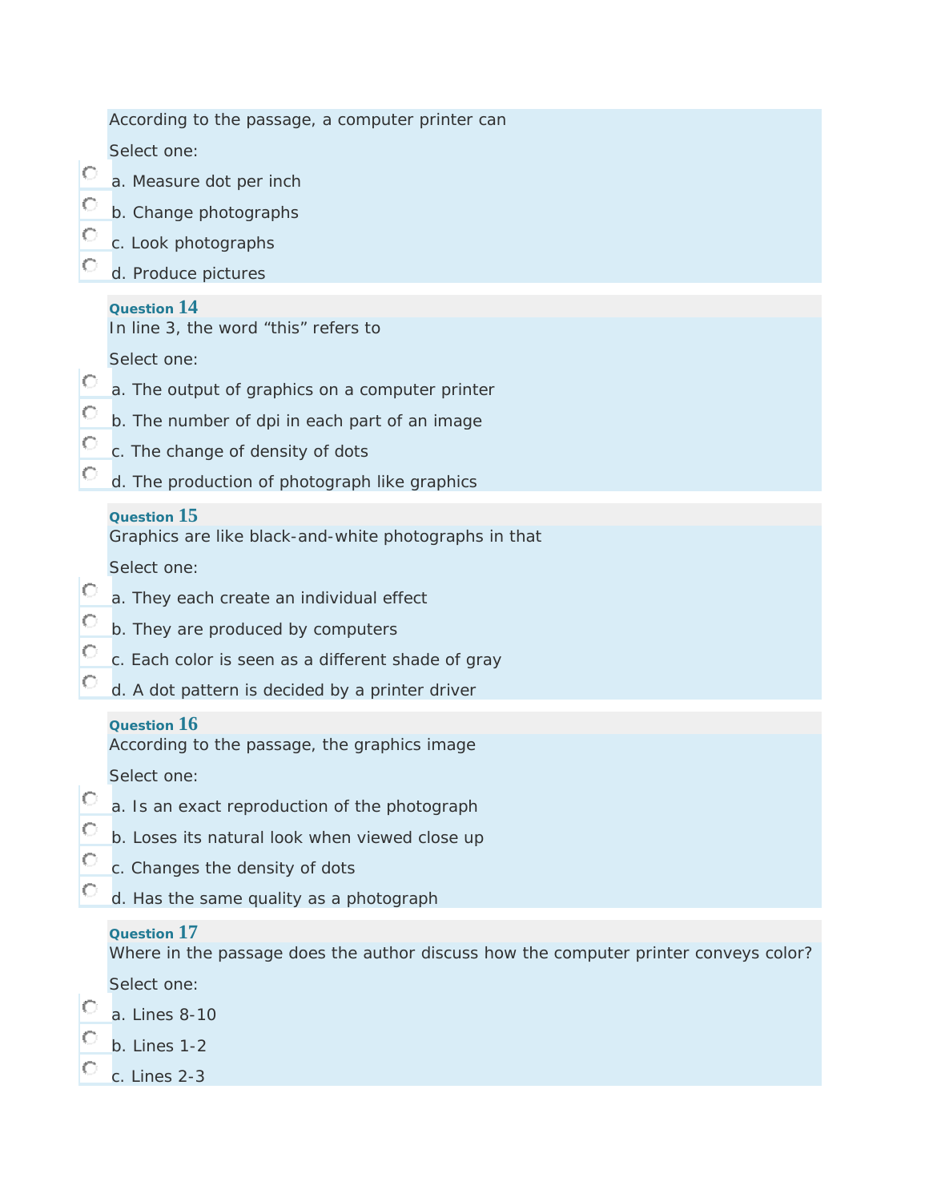According to the passage, a computer printer can

Select one:

- a. Measure dot per inch
- b. Change photographs
- c. Look photographs
- d. Produce pictures

**Question 14**

In line 3, the word "this" refers to

Select one:

- a. The output of graphics on a computer printer
- b. The number of dpi in each part of an image
- c. The change of density of dots
- d. The production of photograph like graphics

**Question 15**

Graphics are like black-and-white photographs in that

Select one:

- a. They each create an individual effect
- b. They are produced by computers
- c. Each color is seen as a different shade of gray
- d. A dot pattern is decided by a printer driver

**Question 16**

According to the passage, the graphics image

Select one:

- a. Is an exact reproduction of the photograph
- b. Loses its natural look when viewed close up
- c. Changes the density of dots
- d. Has the same quality as a photograph

**Question 17**

Where in the passage does the author discuss how the computer printer conveys color?

Select one:

- a. Lines 8-10
- b. Lines 1-2
- c. Lines 2-3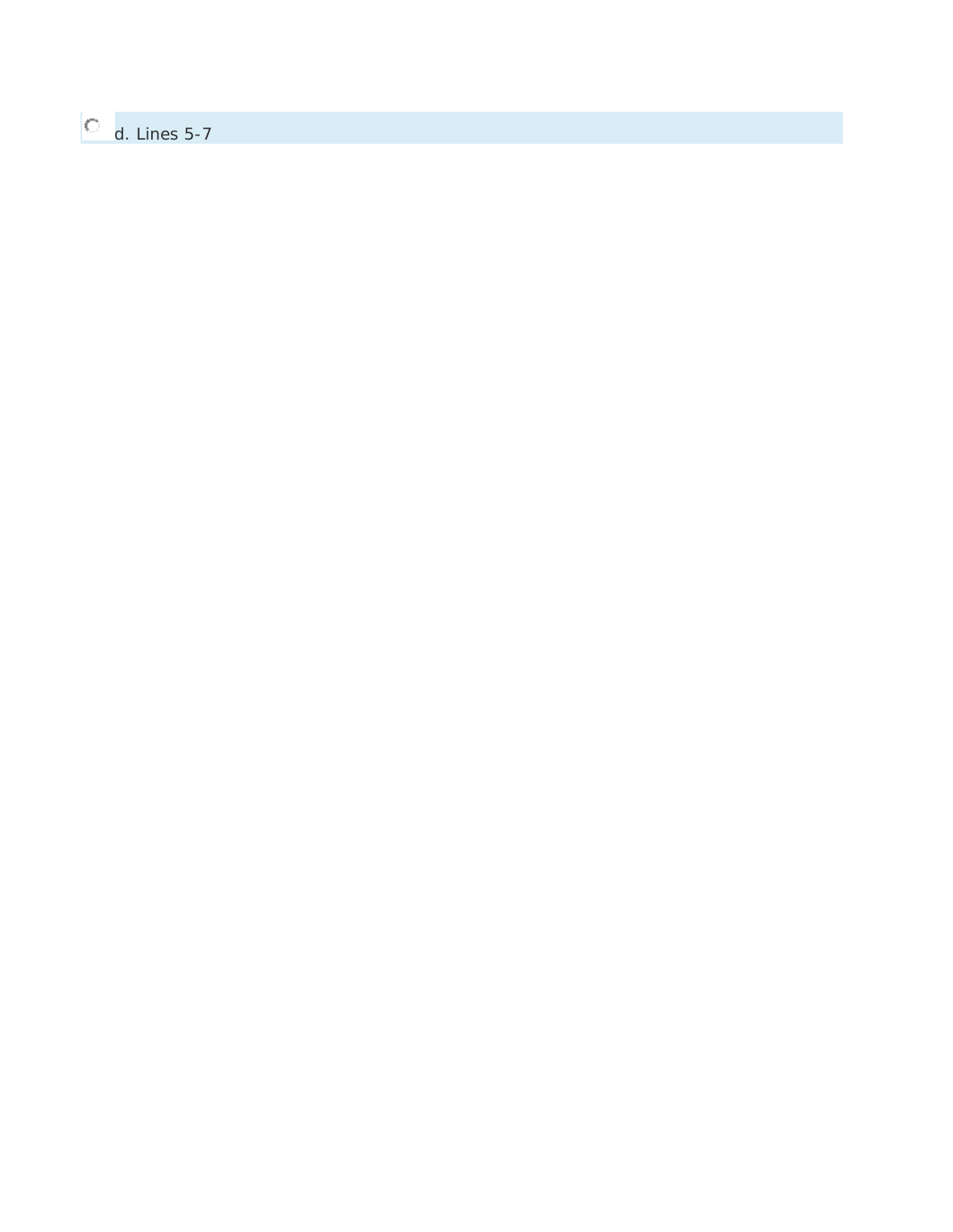- d. Lines 5-7